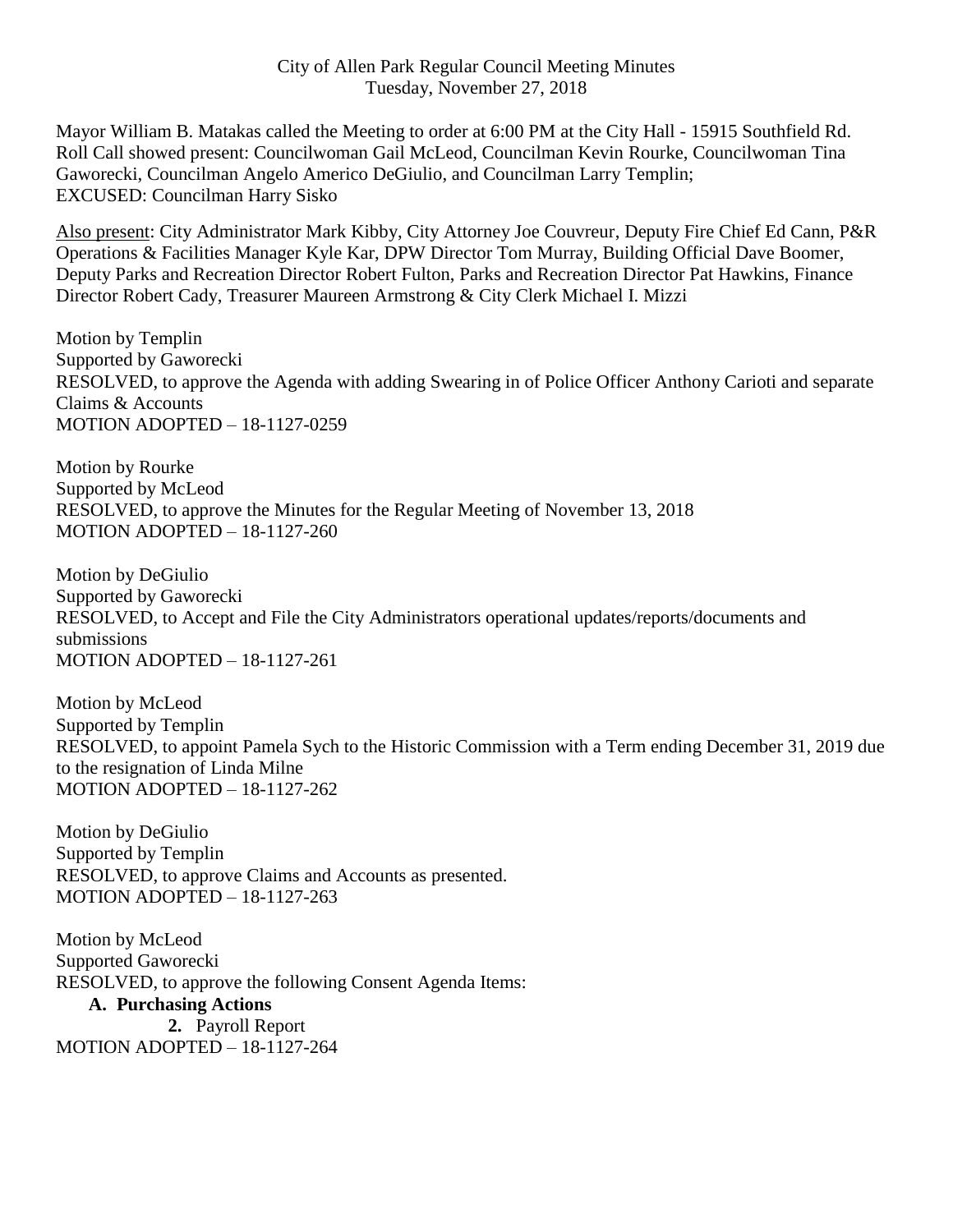City of Allen Park Regular Council Meeting Minutes
Tuesday, November 27, 2018

Mayor William B. Matakas called the Meeting to order at 6:00 PM at the City Hall - 15915 Southfield Rd. Roll Call showed present: Councilwoman Gail McLeod, Councilman Kevin Rourke, Councilwoman Tina Gaworecki, Councilman Angelo Americo DeGiulio, and Councilman Larry Templin;
EXCUSED: Councilman Harry Sisko

Also present: City Administrator Mark Kibby, City Attorney Joe Couvreur, Deputy Fire Chief Ed Cann, P&R Operations & Facilities Manager Kyle Kar, DPW Director Tom Murray, Building Official Dave Boomer, Deputy Parks and Recreation Director Robert Fulton, Parks and Recreation Director Pat Hawkins, Finance Director Robert Cady, Treasurer Maureen Armstrong & City Clerk Michael I. Mizzi

Motion by Templin
Supported by Gaworecki
RESOLVED, to approve the Agenda with adding Swearing in of Police Officer Anthony Carioti and separate Claims & Accounts
MOTION ADOPTED – 18-1127-0259

Motion by Rourke
Supported by McLeod
RESOLVED, to approve the Minutes for the Regular Meeting of November 13, 2018
MOTION ADOPTED – 18-1127-260

Motion by DeGiulio
Supported by Gaworecki
RESOLVED, to Accept and File the City Administrators operational updates/reports/documents and submissions
MOTION ADOPTED – 18-1127-261

Motion by McLeod
Supported by Templin
RESOLVED, to appoint Pamela Sych to the Historic Commission with a Term ending December 31, 2019 due to the resignation of Linda Milne
MOTION ADOPTED – 18-1127-262

Motion by DeGiulio
Supported by Templin
RESOLVED, to approve Claims and Accounts as presented.
MOTION ADOPTED – 18-1127-263

Motion by McLeod
Supported Gaworecki
RESOLVED, to approve the following Consent Agenda Items:

**A. Purchasing Actions**

**2.** Payroll Report

MOTION ADOPTED – 18-1127-264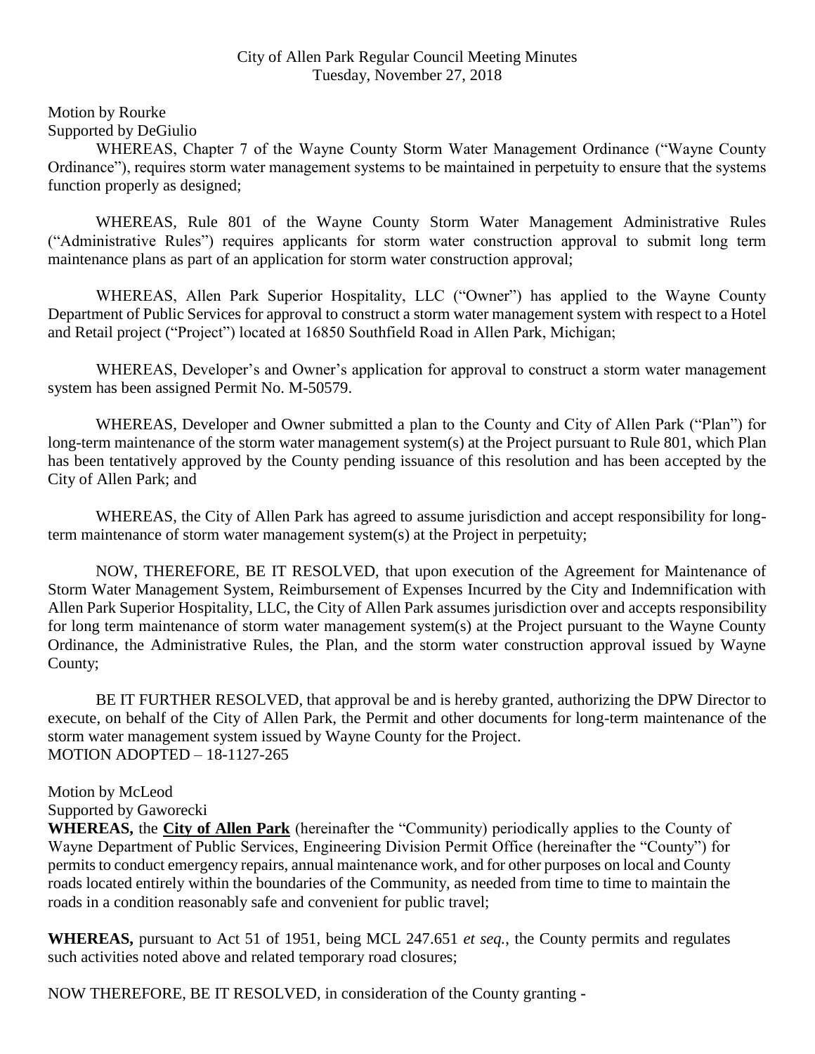City of Allen Park Regular Council Meeting Minutes
Tuesday, November 27, 2018

Motion by Rourke
Supported by DeGiulio

WHEREAS, Chapter 7 of the Wayne County Storm Water Management Ordinance ("Wayne County Ordinance"), requires storm water management systems to be maintained in perpetuity to ensure that the systems function properly as designed;

WHEREAS, Rule 801 of the Wayne County Storm Water Management Administrative Rules ("Administrative Rules") requires applicants for storm water construction approval to submit long term maintenance plans as part of an application for storm water construction approval;

WHEREAS, Allen Park Superior Hospitality, LLC ("Owner") has applied to the Wayne County Department of Public Services for approval to construct a storm water management system with respect to a Hotel and Retail project ("Project") located at 16850 Southfield Road in Allen Park, Michigan;

WHEREAS, Developer's and Owner's application for approval to construct a storm water management system has been assigned Permit No. M-50579.

WHEREAS, Developer and Owner submitted a plan to the County and City of Allen Park ("Plan") for long-term maintenance of the storm water management system(s) at the Project pursuant to Rule 801, which Plan has been tentatively approved by the County pending issuance of this resolution and has been accepted by the City of Allen Park; and

WHEREAS, the City of Allen Park has agreed to assume jurisdiction and accept responsibility for long-term maintenance of storm water management system(s) at the Project in perpetuity;

NOW, THEREFORE, BE IT RESOLVED, that upon execution of the Agreement for Maintenance of Storm Water Management System, Reimbursement of Expenses Incurred by the City and Indemnification with Allen Park Superior Hospitality, LLC, the City of Allen Park assumes jurisdiction over and accepts responsibility for long term maintenance of storm water management system(s) at the Project pursuant to the Wayne County Ordinance, the Administrative Rules, the Plan, and the storm water construction approval issued by Wayne County;

BE IT FURTHER RESOLVED, that approval be and is hereby granted, authorizing the DPW Director to execute, on behalf of the City of Allen Park, the Permit and other documents for long-term maintenance of the storm water management system issued by Wayne County for the Project.
MOTION ADOPTED – 18-1127-265

Motion by McLeod
Supported by Gaworecki

**WHEREAS,** the **City of Allen Park** (hereinafter the "Community) periodically applies to the County of Wayne Department of Public Services, Engineering Division Permit Office (hereinafter the "County") for permits to conduct emergency repairs, annual maintenance work, and for other purposes on local and County roads located entirely within the boundaries of the Community, as needed from time to time to maintain the roads in a condition reasonably safe and convenient for public travel;

**WHEREAS,** pursuant to Act 51 of 1951, being MCL 247.651 *et seq.*, the County permits and regulates such activities noted above and related temporary road closures;

NOW THEREFORE, BE IT RESOLVED, in consideration of the County granting -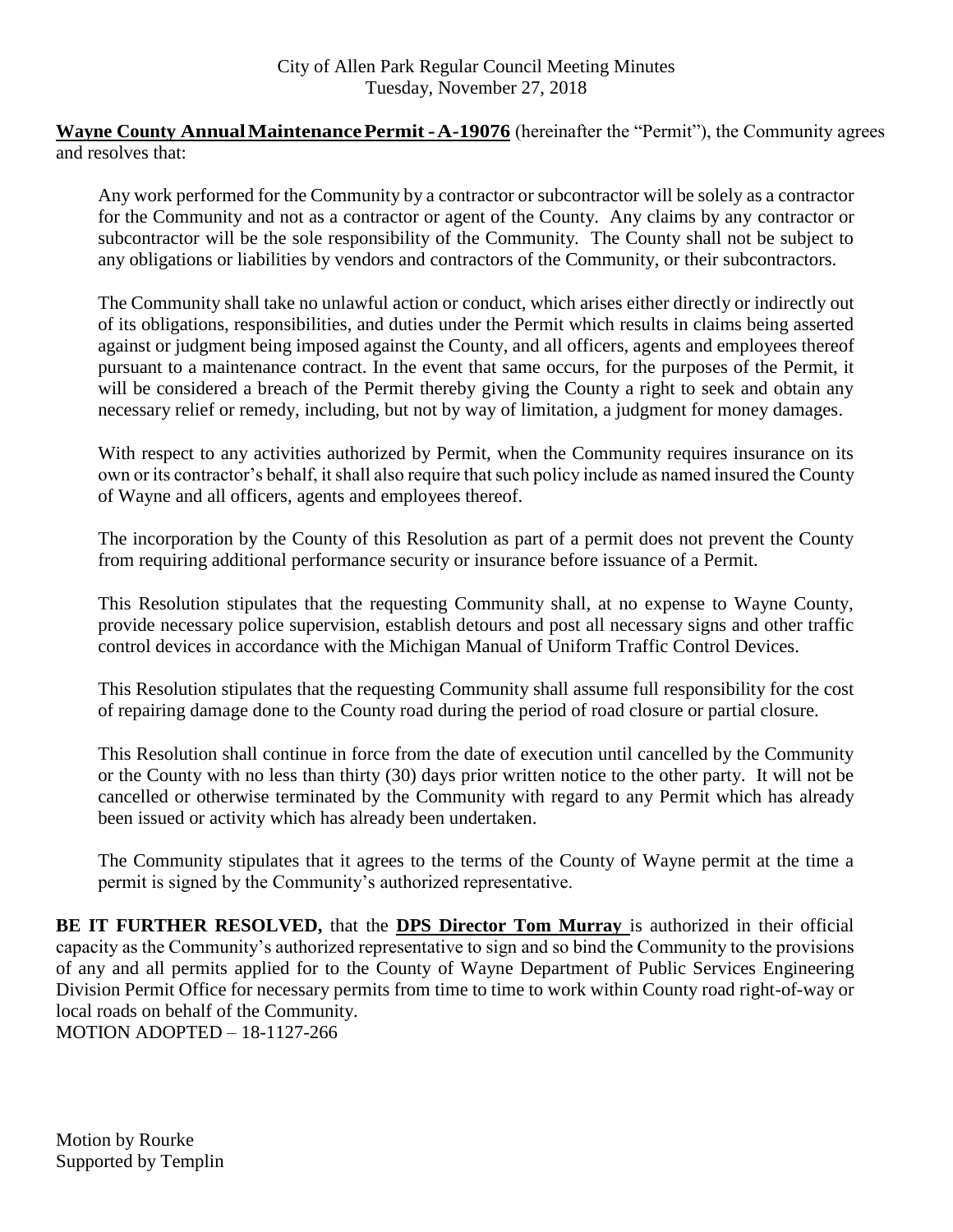**Wayne County Annual Maintenance Permit - A-19076** (hereinafter the "Permit"), the Community agrees and resolves that:

Any work performed for the Community by a contractor or subcontractor will be solely as a contractor for the Community and not as a contractor or agent of the County. Any claims by any contractor or subcontractor will be the sole responsibility of the Community. The County shall not be subject to any obligations or liabilities by vendors and contractors of the Community, or their subcontractors.

The Community shall take no unlawful action or conduct, which arises either directly or indirectly out of its obligations, responsibilities, and duties under the Permit which results in claims being asserted against or judgment being imposed against the County, and all officers, agents and employees thereof pursuant to a maintenance contract. In the event that same occurs, for the purposes of the Permit, it will be considered a breach of the Permit thereby giving the County a right to seek and obtain any necessary relief or remedy, including, but not by way of limitation, a judgment for money damages.

With respect to any activities authorized by Permit, when the Community requires insurance on its own or its contractor's behalf, it shall also require that such policy include as named insured the County of Wayne and all officers, agents and employees thereof.

The incorporation by the County of this Resolution as part of a permit does not prevent the County from requiring additional performance security or insurance before issuance of a Permit.

This Resolution stipulates that the requesting Community shall, at no expense to Wayne County, provide necessary police supervision, establish detours and post all necessary signs and other traffic control devices in accordance with the Michigan Manual of Uniform Traffic Control Devices.

This Resolution stipulates that the requesting Community shall assume full responsibility for the cost of repairing damage done to the County road during the period of road closure or partial closure.

This Resolution shall continue in force from the date of execution until cancelled by the Community or the County with no less than thirty (30) days prior written notice to the other party. It will not be cancelled or otherwise terminated by the Community with regard to any Permit which has already been issued or activity which has already been undertaken.

The Community stipulates that it agrees to the terms of the County of Wayne permit at the time a permit is signed by the Community's authorized representative.

**BE IT FURTHER RESOLVED,** that the **DPS Director Tom Murray** is authorized in their official capacity as the Community's authorized representative to sign and so bind the Community to the provisions of any and all permits applied for to the County of Wayne Department of Public Services Engineering Division Permit Office for necessary permits from time to time to work within County road right-of-way or local roads on behalf of the Community.
MOTION ADOPTED – 18-1127-266

Motion by Rourke
Supported by Templin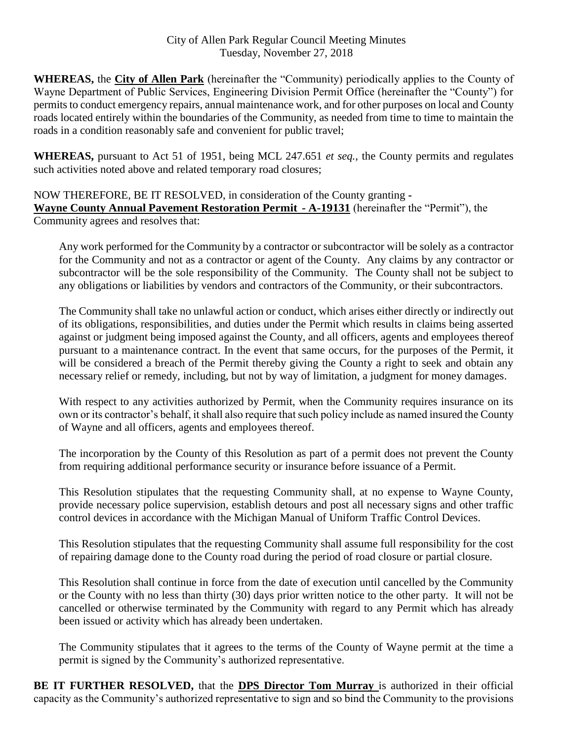City of Allen Park Regular Council Meeting Minutes
Tuesday, November 27, 2018

**WHEREAS,** the **City of Allen Park** (hereinafter the "Community) periodically applies to the County of Wayne Department of Public Services, Engineering Division Permit Office (hereinafter the "County") for permits to conduct emergency repairs, annual maintenance work, and for other purposes on local and County roads located entirely within the boundaries of the Community, as needed from time to time to maintain the roads in a condition reasonably safe and convenient for public travel;

**WHEREAS,** pursuant to Act 51 of 1951, being MCL 247.651 *et seq.*, the County permits and regulates such activities noted above and related temporary road closures;

NOW THEREFORE, BE IT RESOLVED, in consideration of the County granting - **Wayne County Annual Pavement Restoration Permit - A-19131** (hereinafter the "Permit"), the Community agrees and resolves that:

Any work performed for the Community by a contractor or subcontractor will be solely as a contractor for the Community and not as a contractor or agent of the County. Any claims by any contractor or subcontractor will be the sole responsibility of the Community. The County shall not be subject to any obligations or liabilities by vendors and contractors of the Community, or their subcontractors.

The Community shall take no unlawful action or conduct, which arises either directly or indirectly out of its obligations, responsibilities, and duties under the Permit which results in claims being asserted against or judgment being imposed against the County, and all officers, agents and employees thereof pursuant to a maintenance contract. In the event that same occurs, for the purposes of the Permit, it will be considered a breach of the Permit thereby giving the County a right to seek and obtain any necessary relief or remedy, including, but not by way of limitation, a judgment for money damages.

With respect to any activities authorized by Permit, when the Community requires insurance on its own or its contractor's behalf, it shall also require that such policy include as named insured the County of Wayne and all officers, agents and employees thereof.

The incorporation by the County of this Resolution as part of a permit does not prevent the County from requiring additional performance security or insurance before issuance of a Permit.

This Resolution stipulates that the requesting Community shall, at no expense to Wayne County, provide necessary police supervision, establish detours and post all necessary signs and other traffic control devices in accordance with the Michigan Manual of Uniform Traffic Control Devices.

This Resolution stipulates that the requesting Community shall assume full responsibility for the cost of repairing damage done to the County road during the period of road closure or partial closure.

This Resolution shall continue in force from the date of execution until cancelled by the Community or the County with no less than thirty (30) days prior written notice to the other party. It will not be cancelled or otherwise terminated by the Community with regard to any Permit which has already been issued or activity which has already been undertaken.

The Community stipulates that it agrees to the terms of the County of Wayne permit at the time a permit is signed by the Community's authorized representative.

**BE IT FURTHER RESOLVED,** that the **DPS Director Tom Murray** is authorized in their official capacity as the Community's authorized representative to sign and so bind the Community to the provisions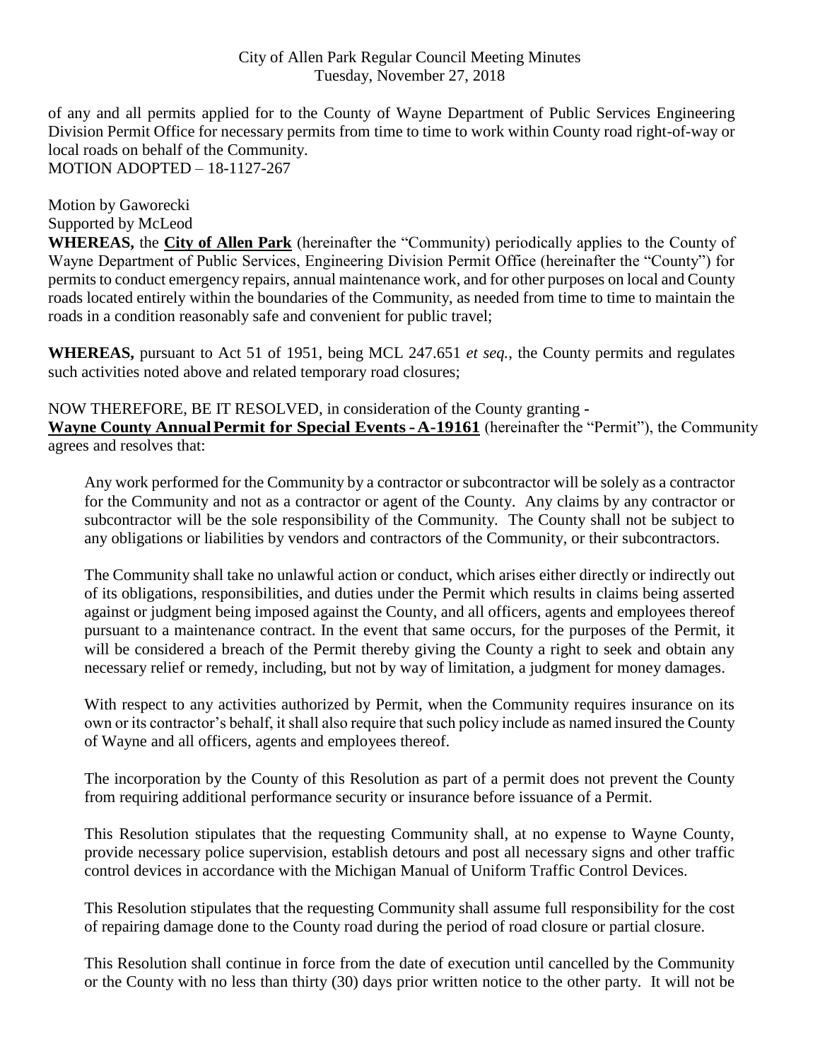of any and all permits applied for to the County of Wayne Department of Public Services Engineering Division Permit Office for necessary permits from time to time to work within County road right-of-way or local roads on behalf of the Community.
MOTION ADOPTED – 18-1127-267

Motion by Gaworecki
Supported by McLeod

**WHEREAS,** the **City of Allen Park** (hereinafter the "Community) periodically applies to the County of Wayne Department of Public Services, Engineering Division Permit Office (hereinafter the "County") for permits to conduct emergency repairs, annual maintenance work, and for other purposes on local and County roads located entirely within the boundaries of the Community, as needed from time to time to maintain the roads in a condition reasonably safe and convenient for public travel;

**WHEREAS,** pursuant to Act 51 of 1951, being MCL 247.651 *et seq.*, the County permits and regulates such activities noted above and related temporary road closures;

NOW THEREFORE, BE IT RESOLVED, in consideration of the County granting - **Wayne County Annual Permit for Special Events - A-19161** (hereinafter the "Permit"), the Community agrees and resolves that:

Any work performed for the Community by a contractor or subcontractor will be solely as a contractor for the Community and not as a contractor or agent of the County. Any claims by any contractor or subcontractor will be the sole responsibility of the Community. The County shall not be subject to any obligations or liabilities by vendors and contractors of the Community, or their subcontractors.

The Community shall take no unlawful action or conduct, which arises either directly or indirectly out of its obligations, responsibilities, and duties under the Permit which results in claims being asserted against or judgment being imposed against the County, and all officers, agents and employees thereof pursuant to a maintenance contract. In the event that same occurs, for the purposes of the Permit, it will be considered a breach of the Permit thereby giving the County a right to seek and obtain any necessary relief or remedy, including, but not by way of limitation, a judgment for money damages.

With respect to any activities authorized by Permit, when the Community requires insurance on its own or its contractor's behalf, it shall also require that such policy include as named insured the County of Wayne and all officers, agents and employees thereof.

The incorporation by the County of this Resolution as part of a permit does not prevent the County from requiring additional performance security or insurance before issuance of a Permit.

This Resolution stipulates that the requesting Community shall, at no expense to Wayne County, provide necessary police supervision, establish detours and post all necessary signs and other traffic control devices in accordance with the Michigan Manual of Uniform Traffic Control Devices.

This Resolution stipulates that the requesting Community shall assume full responsibility for the cost of repairing damage done to the County road during the period of road closure or partial closure.

This Resolution shall continue in force from the date of execution until cancelled by the Community or the County with no less than thirty (30) days prior written notice to the other party. It will not be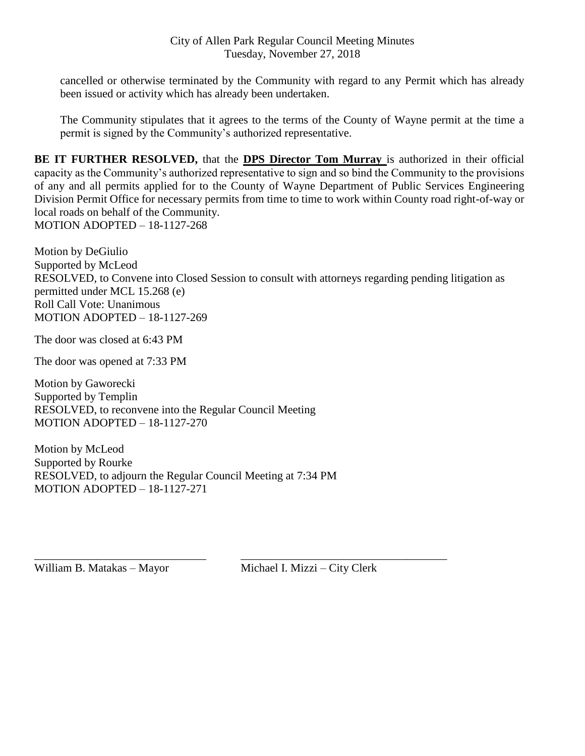cancelled or otherwise terminated by the Community with regard to any Permit which has already been issued or activity which has already been undertaken.

The Community stipulates that it agrees to the terms of the County of Wayne permit at the time a permit is signed by the Community's authorized representative.

**BE IT FURTHER RESOLVED,** that the **DPS Director Tom Murray** is authorized in their official capacity as the Community's authorized representative to sign and so bind the Community to the provisions of any and all permits applied for to the County of Wayne Department of Public Services Engineering Division Permit Office for necessary permits from time to time to work within County road right-of-way or local roads on behalf of the Community.
MOTION ADOPTED – 18-1127-268

Motion by DeGiulio
Supported by McLeod
RESOLVED, to Convene into Closed Session to consult with attorneys regarding pending litigation as permitted under MCL 15.268 (e)
Roll Call Vote: Unanimous
MOTION ADOPTED – 18-1127-269

The door was closed at 6:43 PM

The door was opened at 7:33 PM

Motion by Gaworecki
Supported by Templin
RESOLVED, to reconvene into the Regular Council Meeting
MOTION ADOPTED – 18-1127-270

Motion by McLeod
Supported by Rourke
RESOLVED, to adjourn the Regular Council Meeting at 7:34 PM
MOTION ADOPTED – 18-1127-271

______________________________ ______________________________

William B. Matakas – Mayor Michael I. Mizzi – City Clerk